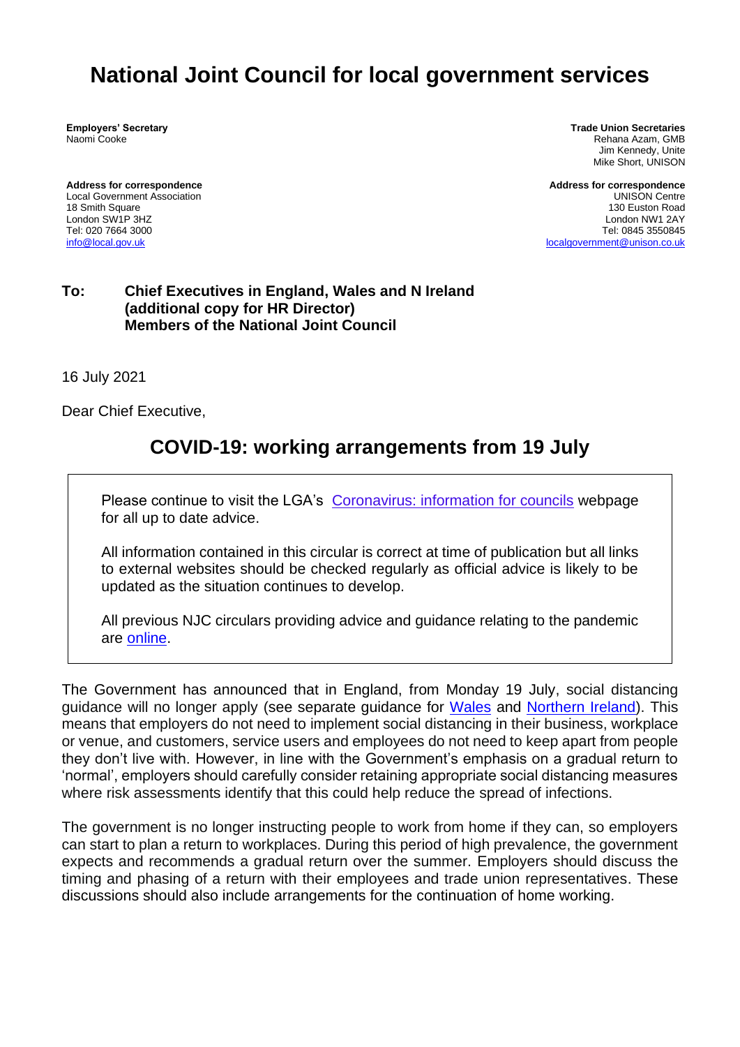# National Joint Council for local government services

**Employers' Secretary**
Naomi Cooke

**Trade Union Secretaries**
Rehana Azam, GMB
Jim Kennedy, Unite
Mike Short, UNISON

**Address for correspondence**
Local Government Association
18 Smith Square
London SW1P 3HZ
Tel: 020 7664 3000
info@local.gov.uk

**Address for correspondence**
UNISON Centre
130 Euston Road
London NW1 2AY
Tel: 0845 3550845
localgovernment@unison.co.uk

**To: Chief Executives in England, Wales and N Ireland**
**(additional copy for HR Director)**
**Members of the National Joint Council**

16 July 2021

Dear Chief Executive,

## COVID-19: working arrangements from 19 July

> Please continue to visit the LGA's Coronavirus: information for councils webpage for all up to date advice.
>
> All information contained in this circular is correct at time of publication but all links to external websites should be checked regularly as official advice is likely to be updated as the situation continues to develop.
>
> All previous NJC circulars providing advice and guidance relating to the pandemic are online.

The Government has announced that in England, from Monday 19 July, social distancing guidance will no longer apply (see separate guidance for Wales and Northern Ireland). This means that employers do not need to implement social distancing in their business, workplace or venue, and customers, service users and employees do not need to keep apart from people they don't live with. However, in line with the Government's emphasis on a gradual return to 'normal', employers should carefully consider retaining appropriate social distancing measures where risk assessments identify that this could help reduce the spread of infections.

The government is no longer instructing people to work from home if they can, so employers can start to plan a return to workplaces. During this period of high prevalence, the government expects and recommends a gradual return over the summer. Employers should discuss the timing and phasing of a return with their employees and trade union representatives. These discussions should also include arrangements for the continuation of home working.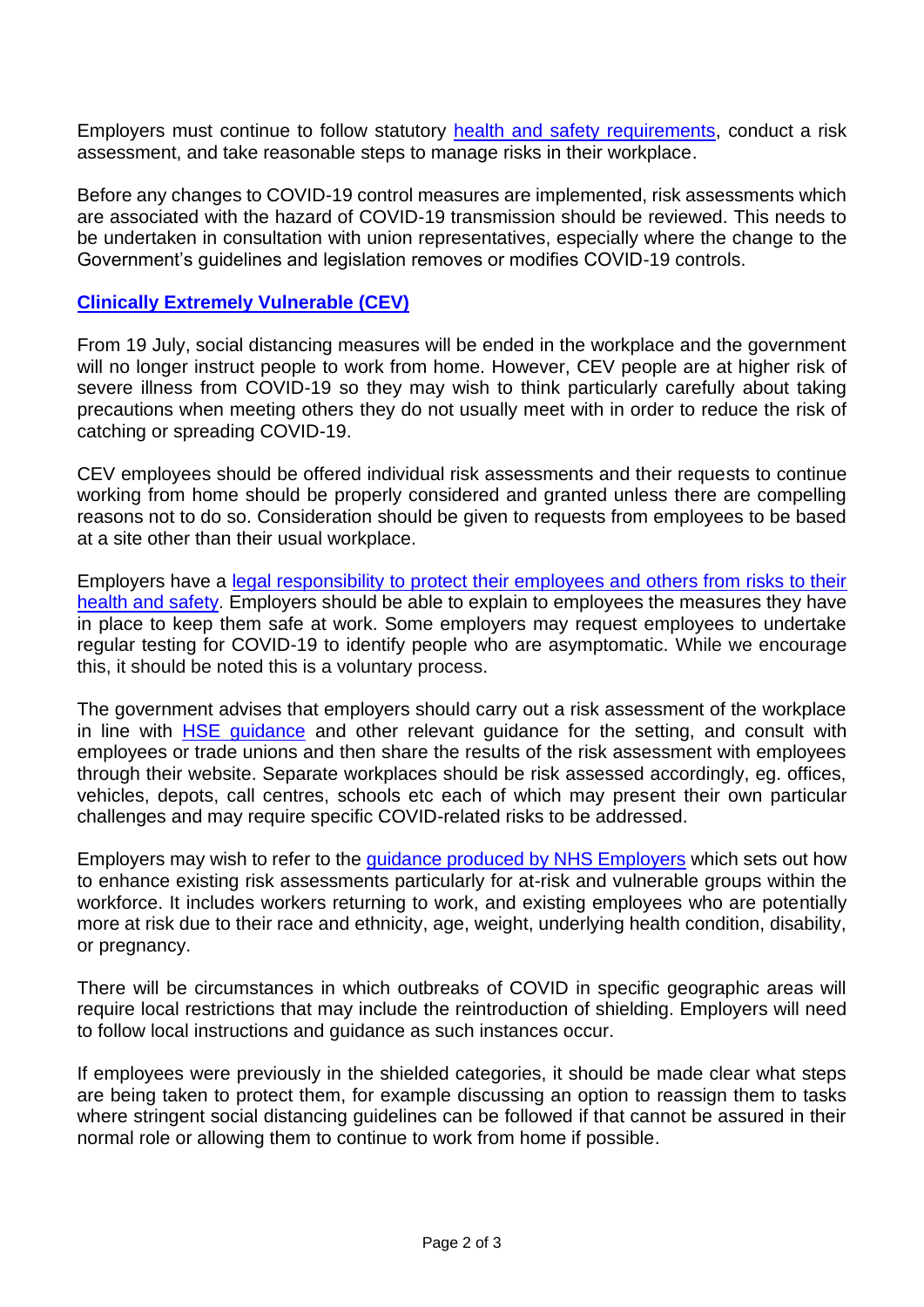Employers must continue to follow statutory [health and safety requirements](), conduct a risk assessment, and take reasonable steps to manage risks in their workplace.

Before any changes to COVID-19 control measures are implemented, risk assessments which are associated with the hazard of COVID-19 transmission should be reviewed. This needs to be undertaken in consultation with union representatives, especially where the change to the Government's guidelines and legislation removes or modifies COVID-19 controls.

## [Clinically Extremely Vulnerable (CEV)]()

From 19 July, social distancing measures will be ended in the workplace and the government will no longer instruct people to work from home. However, CEV people are at higher risk of severe illness from COVID-19 so they may wish to think particularly carefully about taking precautions when meeting others they do not usually meet with in order to reduce the risk of catching or spreading COVID-19.

CEV employees should be offered individual risk assessments and their requests to continue working from home should be properly considered and granted unless there are compelling reasons not to do so. Consideration should be given to requests from employees to be based at a site other than their usual workplace.

Employers have a [legal responsibility to protect their employees and others from risks to their health and safety](). Employers should be able to explain to employees the measures they have in place to keep them safe at work. Some employers may request employees to undertake regular testing for COVID-19 to identify people who are asymptomatic. While we encourage this, it should be noted this is a voluntary process.

The government advises that employers should carry out a risk assessment of the workplace in line with [HSE guidance]() and other relevant guidance for the setting, and consult with employees or trade unions and then share the results of the risk assessment with employees through their website. Separate workplaces should be risk assessed accordingly, eg. offices, vehicles, depots, call centres, schools etc each of which may present their own particular challenges and may require specific COVID-related risks to be addressed.

Employers may wish to refer to the [guidance produced by NHS Employers]() which sets out how to enhance existing risk assessments particularly for at-risk and vulnerable groups within the workforce. It includes workers returning to work, and existing employees who are potentially more at risk due to their race and ethnicity, age, weight, underlying health condition, disability, or pregnancy.

There will be circumstances in which outbreaks of COVID in specific geographic areas will require local restrictions that may include the reintroduction of shielding. Employers will need to follow local instructions and guidance as such instances occur.

If employees were previously in the shielded categories, it should be made clear what steps are being taken to protect them, for example discussing an option to reassign them to tasks where stringent social distancing guidelines can be followed if that cannot be assured in their normal role or allowing them to continue to work from home if possible.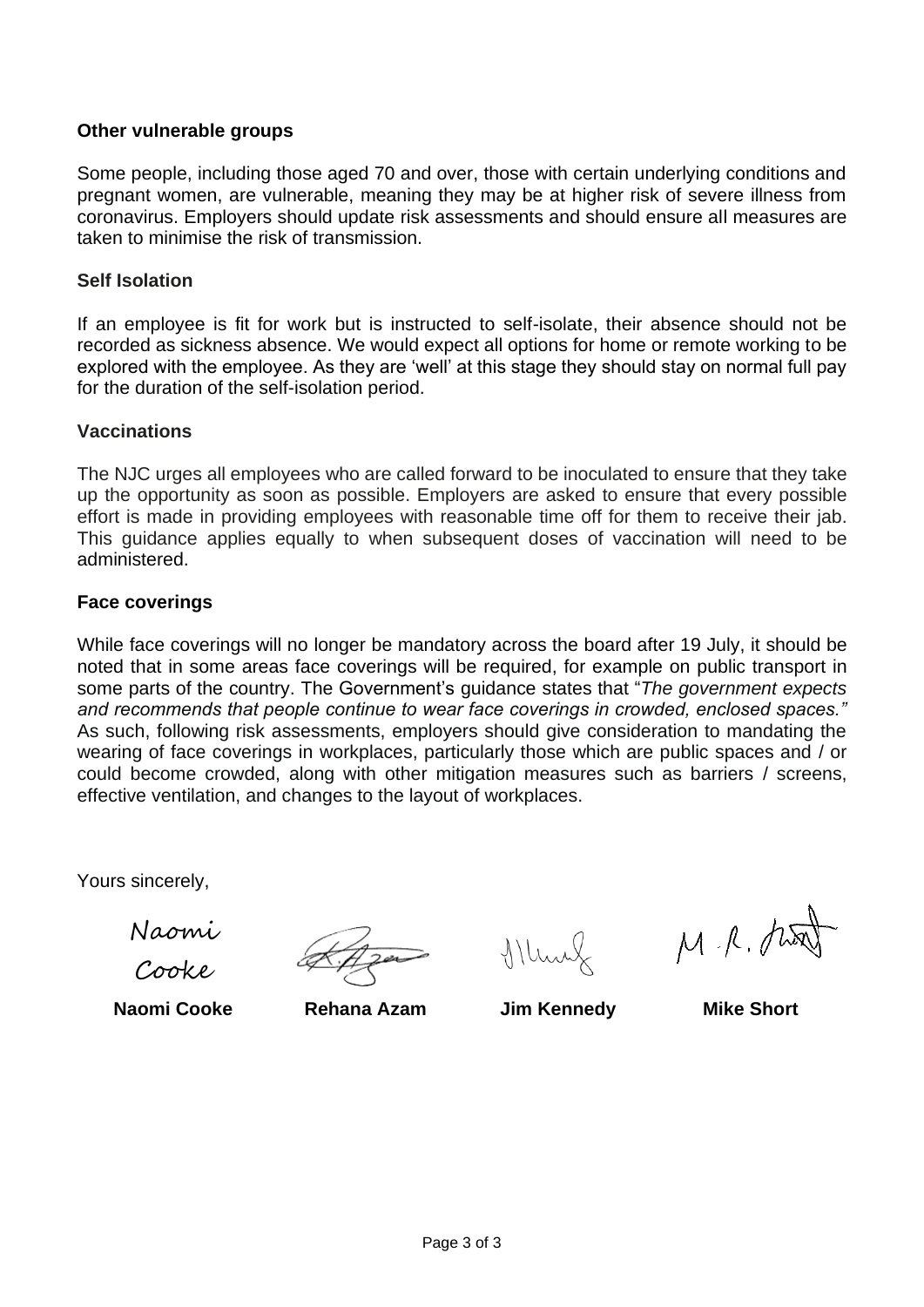**Other vulnerable groups**

Some people, including those aged 70 and over, those with certain underlying conditions and pregnant women, are vulnerable, meaning they may be at higher risk of severe illness from coronavirus. Employers should update risk assessments and should ensure all measures are taken to minimise the risk of transmission.

**Self Isolation**

If an employee is fit for work but is instructed to self-isolate, their absence should not be recorded as sickness absence. We would expect all options for home or remote working to be explored with the employee. As they are 'well' at this stage they should stay on normal full pay for the duration of the self-isolation period.

**Vaccinations**

The NJC urges all employees who are called forward to be inoculated to ensure that they take up the opportunity as soon as possible. Employers are asked to ensure that every possible effort is made in providing employees with reasonable time off for them to receive their jab. This guidance applies equally to when subsequent doses of vaccination will need to be administered.

**Face coverings**

While face coverings will no longer be mandatory across the board after 19 July, it should be noted that in some areas face coverings will be required, for example on public transport in some parts of the country. The Government's guidance states that "*The government expects and recommends that people continue to wear face coverings in crowded, enclosed spaces."* As such, following risk assessments, employers should give consideration to mandating the wearing of face coverings in workplaces, particularly those which are public spaces and / or could become crowded, along with other mitigation measures such as barriers / screens, effective ventilation, and changes to the layout of workplaces.

Yours sincerely,

Naomi Cooke

| | | | |
|---|---|---|---|
| **Naomi Cooke** | **Rehana Azam** | **Jim Kennedy** | **Mike Short** |